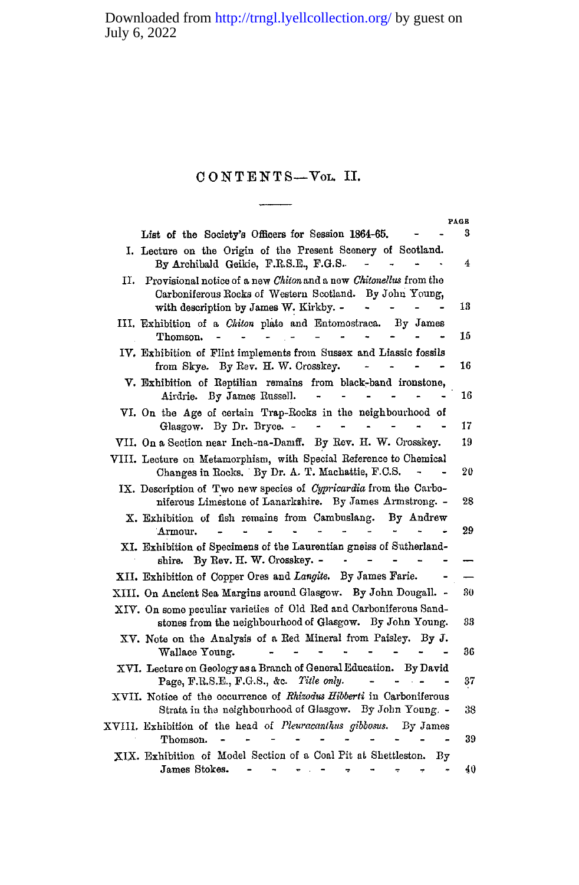# CONTENTS—Vol. II.

| | | PAGE |
|---|---|---|
| | List of the Society's Officers for Session 1864-65. | 3 |
| I. | Lecture on the Origin of the Present Scenery of Scotland. By Archibald Geikie, F.R.S.E., F.G.S. | 4 |
| II. | Provisional notice of a new *Chiton* and a new *Chitonellus* from the Carboniferous Rocks of Western Scotland. By John Young, with description by James W. Kirkby. | 13 |
| III. | Exhibition of a *Chiton* plate and Entomostraca. By James Thomson. | 15 |
| IV. | Exhibition of Flint implements from Sussex and Liassic fossils from Skye. By Rev. H. W. Crosskey. | 16 |
| V. | Exhibition of Reptilian remains from black-band ironstone, Airdrie. By James Russell. | 16 |
| VI. | On the Age of certain Trap-Rocks in the neighbourhood of Glasgow. By Dr. Bryce. | 17 |
| VII. | On a Section near Inch-na-Damff. By Rev. H. W. Crosskey. | 19 |
| VIII. | Lecture on Metamorphism, with Special Reference to Chemical Changes in Rocks. By Dr. A. T. Machattie, F.C.S. | 20 |
| IX. | Description of Two new species of *Cypricardia* from the Carboniferous Limestone of Lanarkshire. By James Armstrong. | 28 |
| X. | Exhibition of fish remains from Cambuslang. By Andrew Armour. | 29 |
| XI. | Exhibition of Specimens of the Laurentian gneiss of Sutherlandshire. By Rev. H. W. Crosskey. | — |
| XII. | Exhibition of Copper Ores and *Langite*. By James Farie. | — |
| XIII. | On Ancient Sea Margins around Glasgow. By John Dougall. | 30 |
| XIV. | On some peculiar varieties of Old Red and Carboniferous Sandstones from the neighbourhood of Glasgow. By John Young. | 33 |
| XV. | Note on the Analysis of a Red Mineral from Paisley. By J. Wallace Young. | 36 |
| XVI. | Lecture on Geology as a Branch of General Education. By David Page, F.R.S.E., F.G.S., &c. *Title only.* | 37 |
| XVII. | Notice of the occurrence of *Rhizodus Hibberti* in Carboniferous Strata in the neighbourhood of Glasgow. By John Young. | 38 |
| XVIII. | Exhibition of the head of *Pleuracanthus gibbosus*. By James Thomson. | 39 |
| XIX. | Exhibition of Model Section of a Coal Pit at Shettleston. By James Stokes. | 40 |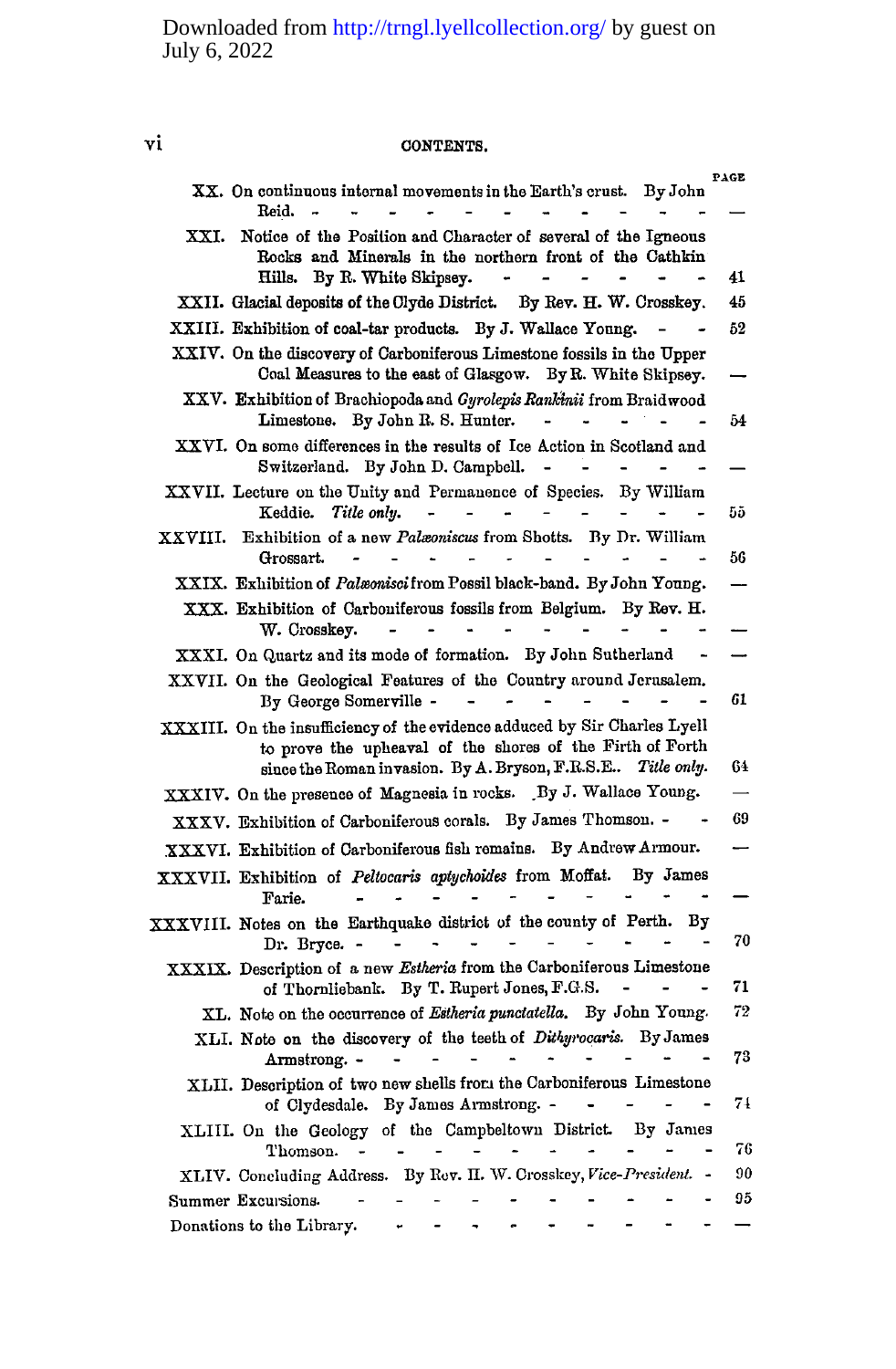CONTENTS.

| | | PAGE |
|---|---|---|
| XX. | On continuous internal movements in the Earth's crust. By John Reid. | — |
| XXI. | Notice of the Position and Character of several of the Igneous Rocks and Minerals in the northern front of the Cathkin Hills. By R. White Skipsey. | 41 |
| XXII. | Glacial deposits of the Clyde District. By Rev. H. W. Crosskey. | 45 |
| XXIII. | Exhibition of coal-tar products. By J. Wallace Young. | 52 |
| XXIV. | On the discovery of Carboniferous Limestone fossils in the Upper Coal Measures to the east of Glasgow. By R. White Skipsey. | — |
| XXV. | Exhibition of Brachiopoda and *Gyrolepis Rankinii* from Braidwood Limestone. By John R. S. Hunter. | 54 |
| XXVI. | On some differences in the results of Ice Action in Scotland and Switzerland. By John D. Campbell. | — |
| XXVII. | Lecture on the Unity and Permanence of Species. By William Keddie. *Title only.* | 55 |
| XXVIII. | Exhibition of a new *Palæoniscus* from Shotts. By Dr. William Grossart. | 56 |
| XXIX. | Exhibition of *Palæonisci* from Possil black-band. By John Young. | — |
| XXX. | Exhibition of Carboniferous fossils from Belgium. By Rev. H. W. Crosskey. | — |
| XXXI. | On Quartz and its mode of formation. By John Sutherland | — |
| XXVII. | On the Geological Features of the Country around Jerusalem. By George Somerville | 61 |
| XXXIII. | On the insufficiency of the evidence adduced by Sir Charles Lyell to prove the upheaval of the shores of the Firth of Forth since the Roman invasion. By A. Bryson, F.R.S.E.. *Title only.* | 64 |
| XXXIV. | On the presence of Magnesia in rocks. By J. Wallace Young. | — |
| XXXV. | Exhibition of Carboniferous corals. By James Thomson. | 69 |
| XXXVI. | Exhibition of Carboniferous fish remains. By Andrew Armour. | — |
| XXXVII. | Exhibition of *Peltocaris aptychoides* from Moffat. By James Farie. | — |
| XXXVIII. | Notes on the Earthquake district of the county of Perth. By Dr. Bryce. | 70 |
| XXXIX. | Description of a new *Estheria* from the Carboniferous Limestone of Thornliebank. By T. Rupert Jones, F.G.S. | 71 |
| XL. | Note on the occurrence of *Estheria punctatella.* By John Young. | 72 |
| XLI. | Note on the discovery of the teeth of *Dithyrocaris.* By James Armstrong. | 73 |
| XLII. | Description of two new shells from the Carboniferous Limestone of Clydesdale. By James Armstrong. | 74 |
| XLIII. | On the Geology of the Campbeltown District. By James Thomson. | 76 |
| XLIV. | Concluding Address. By Rev. H. W. Crosskey, *Vice-President.* | 90 |
| | Summer Excursions. | 95 |
| | Donations to the Library. | — |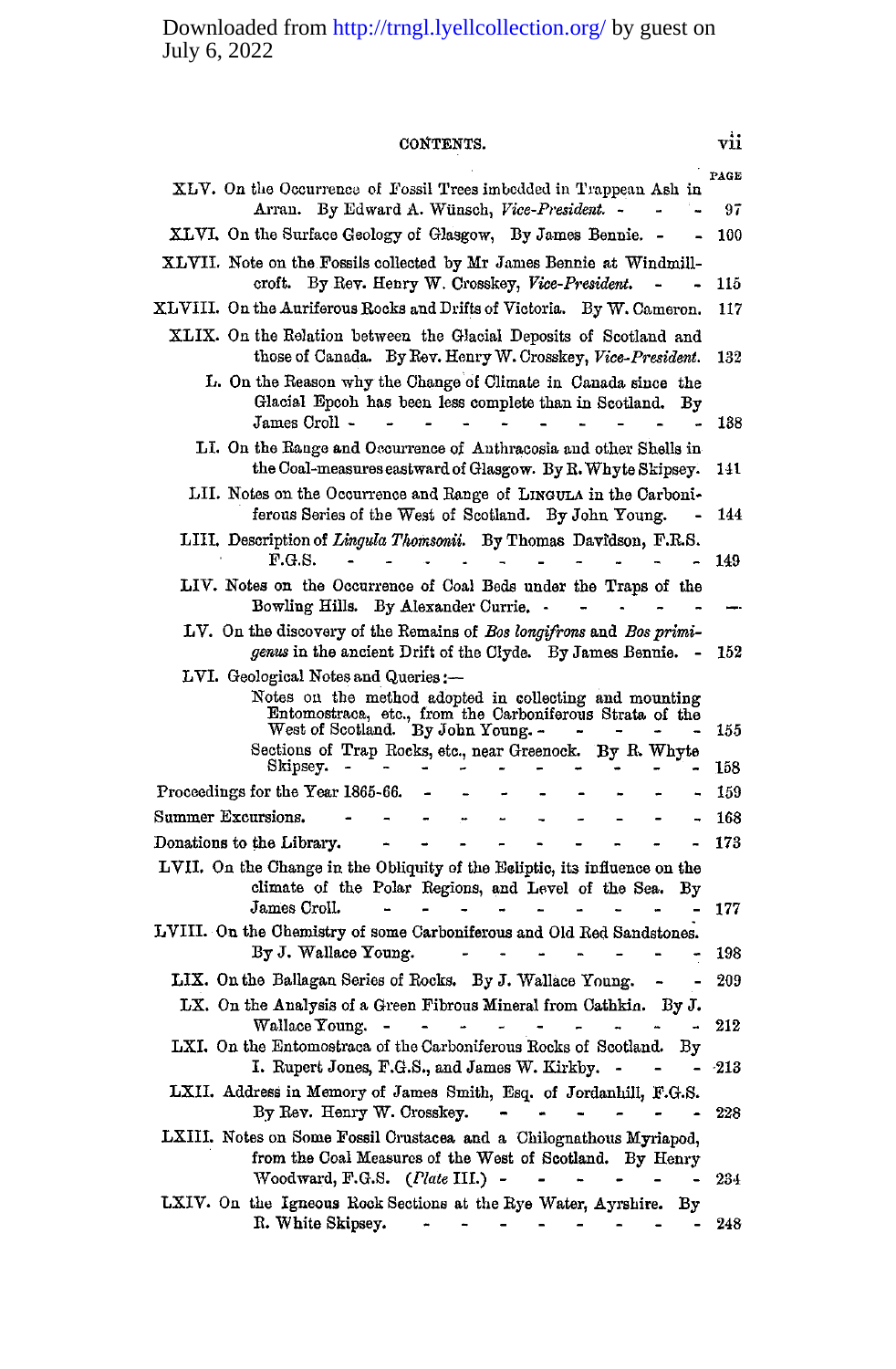Downloaded from http://trngl.lyellcollection.org/ by guest on July 6, 2022

CONTENTS.

| | | PAGE |
|---|---|---|
| XLV. | On the Occurrence of Fossil Trees imbedded in Trappean Ash in Arran. By Edward A. Wünsch, *Vice-President.* | 97 |
| XLVI. | On the Surface Geology of Glasgow, By James Bennie. | 100 |
| XLVII. | Note on the Fossils collected by Mr James Bennie at Windmill-croft. By Rev. Henry W. Crosskey, *Vice-President.* | 115 |
| XLVIII. | On the Auriferous Rocks and Drifts of Victoria. By W. Cameron. | 117 |
| XLIX. | On the Relation between the Glacial Deposits of Scotland and those of Canada. By Rev. Henry W. Crosskey, *Vice-President.* | 132 |
| L. | On the Reason why the Change of Climate in Canada since the Glacial Epoch has been less complete than in Scotland. By James Croll | 138 |
| LI. | On the Range and Occurrence of Anthracosia and other Shells in the Coal-measures eastward of Glasgow. By R. Whyte Skipsey. | 141 |
| LII. | Notes on the Occurrence and Range of LINGULA in the Carboniferous Series of the West of Scotland. By John Young. | 144 |
| LIII. | Description of *Lingula Thomsonii.* By Thomas Davidson, F.R.S. F.G.S. | 149 |
| LIV. | Notes on the Occurrence of Coal Beds under the Traps of the Bowling Hills. By Alexander Currie. | — |
| LV. | On the discovery of the Remains of *Bos longifrons* and *Bos primigenus* in the ancient Drift of the Clyde. By James Bennie. | 152 |
| LVI. | Geological Notes and Queries:— | |
| | Notes on the method adopted in collecting and mounting Entomostraca, etc., from the Carboniferous Strata of the West of Scotland. By John Young. | 155 |
| | Sections of Trap Rocks, etc., near Greenock. By R. Whyte Skipsey. | 158 |
| | Proceedings for the Year 1865-66. | 159 |
| | Summer Excursions. | 168 |
| | Donations to the Library. | 173 |
| LVII. | On the Change in the Obliquity of the Ecliptic, its influence on the climate of the Polar Regions, and Level of the Sea. By James Croll. | 177 |
| LVIII. | On the Chemistry of some Carboniferous and Old Red Sandstones. By J. Wallace Young. | 198 |
| LIX. | On the Ballagan Series of Rocks. By J. Wallace Young. | 209 |
| LX. | On the Analysis of a Green Fibrous Mineral from Cathkin. By J. Wallace Young. | 212 |
| LXI. | On the Entomostraca of the Carboniferous Rocks of Scotland. By I. Rupert Jones, F.G.S., and James W. Kirkby. | 213 |
| LXII. | Address in Memory of James Smith, Esq. of Jordanhill, F.G.S. By Rev. Henry W. Crosskey. | 228 |
| LXIII. | Notes on Some Fossil Crustacea and a Chilognathous Myriapod, from the Coal Measures of the West of Scotland. By Henry Woodward, F.G.S. (*Plate* III.) | 234 |
| LXIV. | On the Igneous Rock Sections at the Rye Water, Ayrshire. By R. White Skipsey. | 248 |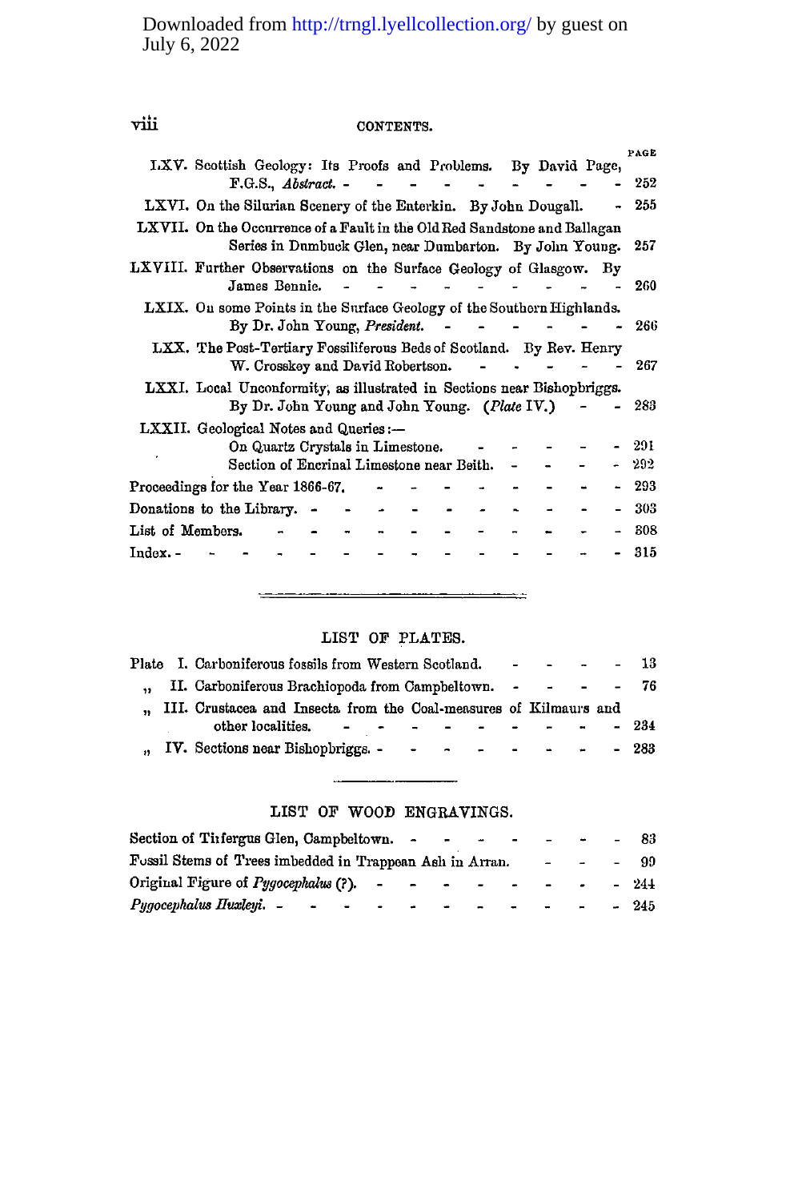## CONTENTS.

| | | PAGE |
|---|---|---|
| LXV. | Scottish Geology: Its Proofs and Problems. By David Page, F.G.S., *Abstract.* | 252 |
| LXVI. | On the Silurian Scenery of the Enterkin. By John Dougall. | 255 |
| LXVII. | On the Occurrence of a Fault in the Old Red Sandstone and Ballagan Series in Dumbuck Glen, near Dumbarton. By John Young. | 257 |
| LXVIII. | Further Observations on the Surface Geology of Glasgow. By James Bennie. | 260 |
| LXIX. | On some Points in the Surface Geology of the Southern Highlands. By Dr. John Young, *President.* | 266 |
| LXX. | The Post-Tertiary Fossiliferous Beds of Scotland. By Rev. Henry W. Crosskey and David Robertson. | 267 |
| LXXI. | Local Unconformity, as illustrated in Sections near Bishopbriggs. By Dr. John Young and John Young. (*Plate* IV.) | 283 |
| LXXII. | Geological Notes and Queries:— | |
| | On Quartz Crystals in Limestone. | 291 |
| | Section of Encrinal Limestone near Beith. | 292 |
| Proceedings for the Year 1866-67. | | 293 |
| Donations to the Library. | | 303 |
| List of Members. | | 308 |
| Index. | | 315 |

## LIST OF PLATES.

| | | |
|---|---|---|
| Plate I. | Carboniferous fossils from Western Scotland. | 13 |
| " II. | Carboniferous Brachiopoda from Campbeltown. | 76 |
| " III. | Crustacea and Insecta from the Coal-measures of Kilmaurs and other localities. | 234 |
| " IV. | Sections near Bishopbriggs. | 283 |

## LIST OF WOOD ENGRAVINGS.

| | |
|---|---|
| Section of Tirfergus Glen, Campbeltown. | 83 |
| Fossil Stems of Trees imbedded in Trappean Ash in Arran. | 99 |
| Original Figure of *Pygocephalus* (?). | 244 |
| *Pygocephalus Huxleyi.* | 245 |